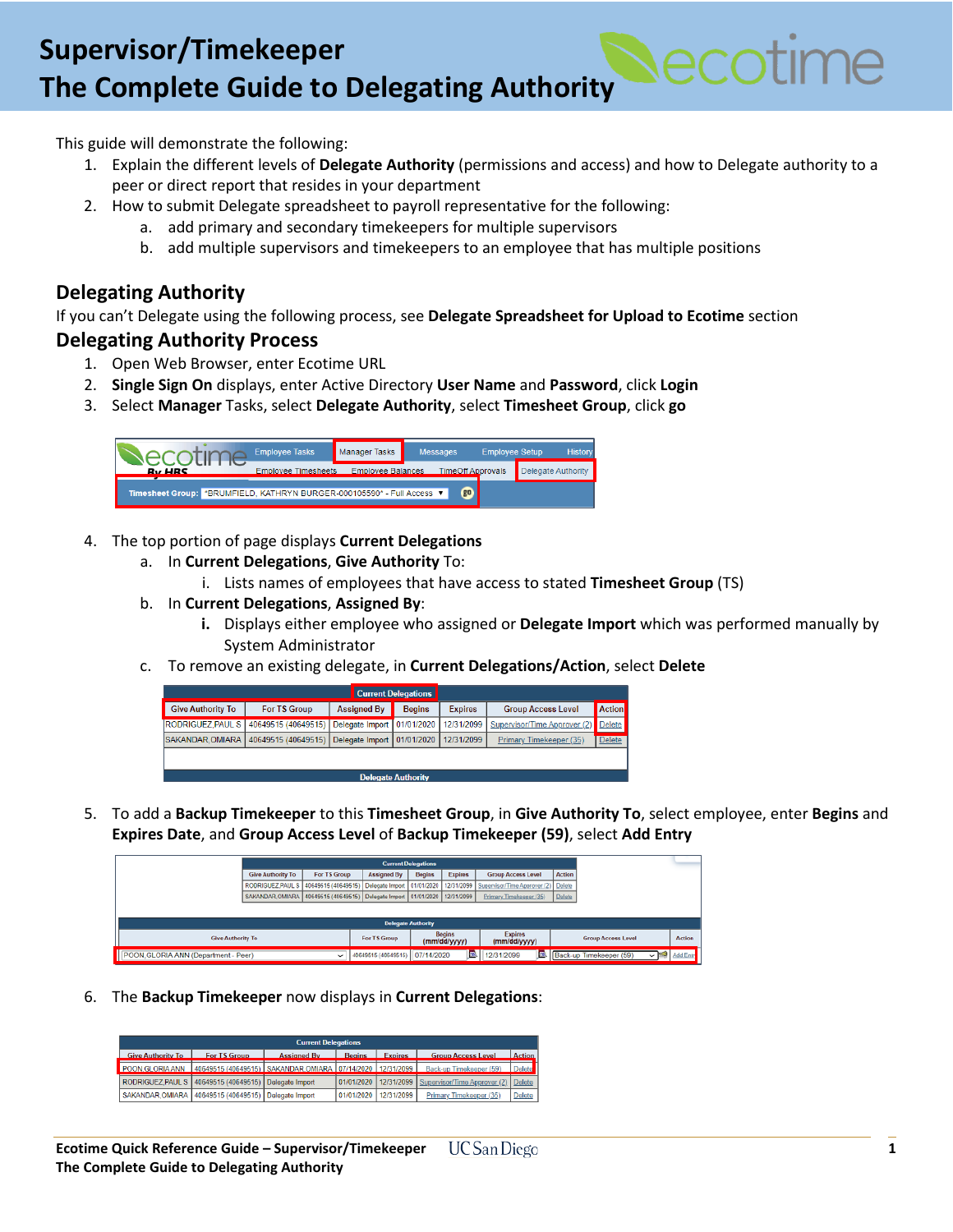# Supervisor/Timekeeper
# The Complete Guide to Delegating Authority

This guide will demonstrate the following:

1. Explain the different levels of **Delegate Authority** (permissions and access) and how to Delegate authority to a peer or direct report that resides in your department
2. How to submit Delegate spreadsheet to payroll representative for the following:
   a. add primary and secondary timekeepers for multiple supervisors
   b. add multiple supervisors and timekeepers to an employee that has multiple positions

## Delegating Authority

If you can't Delegate using the following process, see **Delegate Spreadsheet for Upload to Ecotime** section

## Delegating Authority Process

1. Open Web Browser, enter Ecotime URL
2. **Single Sign On** displays, enter Active Directory **User Name** and **Password**, click **Login**
3. Select **Manager** Tasks, select **Delegate Authority**, select **Timesheet Group**, click **go**

4. The top portion of page displays **Current Delegations**
   a. In **Current Delegations**, **Give Authority** To:
      i. Lists names of employees that have access to stated **Timesheet Group** (TS)
   b. In **Current Delegations**, **Assigned By**:
      **i.** Displays either employee who assigned or **Delegate Import** which was performed manually by System Administrator
   c. To remove an existing delegate, in **Current Delegations/Action**, select **Delete**

| Give Authority To | For TS Group | Assigned By | Begins | Expires | Group Access Level | Action |
|---|---|---|---|---|---|---|
| RODRIGUEZ,PAUL S | 40649515 (40649515) | Delegate Import | 01/01/2020 | 12/31/2099 | Supervisor/Time Approver (2) | Delete |
| SAKANDAR,OMIARA | 40649515 (40649515) | Delegate Import | 01/01/2020 | 12/31/2099 | Primary Timekeeper (35) | Delete |

5. To add a **Backup Timekeeper** to this **Timesheet Group**, in **Give Authority To**, select employee, enter **Begins** and **Expires Date**, and **Group Access Level** of **Backup Timekeeper (59)**, select **Add Entry**

6. The **Backup Timekeeper** now displays in **Current Delegations**:

| Give Authority To | For TS Group | Assigned By | Begins | Expires | Group Access Level | Action |
|---|---|---|---|---|---|---|
| POON,GLORIA ANN | 40649515 (40649515) | SAKANDAR,OMIARA | 07/14/2020 | 12/31/2099 | Back-up Timekeeper (59) | Delete |
| RODRIGUEZ,PAUL S | 40649515 (40649515) | Delegate Import | 01/01/2020 | 12/31/2099 | Supervisor/Time Approver (2) | Delete |
| SAKANDAR,OMIARA | 40649515 (40649515) | Delegate Import | 01/01/2020 | 12/31/2099 | Primary Timekeeper (35) | Delete |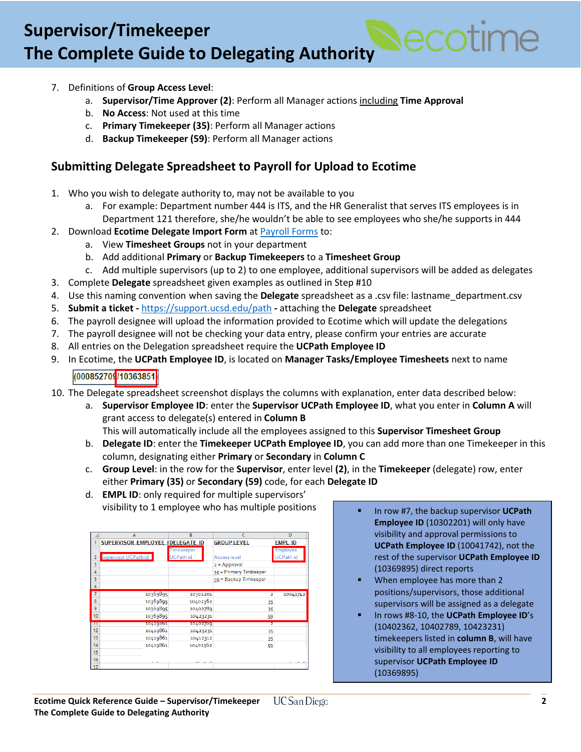# Supervisor/Timekeeper
# The Complete Guide to Delegating Authority

7. Definitions of **Group Access Level**:
    a. **Supervisor/Time Approver (2)**: Perform all Manager actions including **Time Approval**
    b. **No Access**: Not used at this time
    c. **Primary Timekeeper (35)**: Perform all Manager actions
    d. **Backup Timekeeper (59)**: Perform all Manager actions

## Submitting Delegate Spreadsheet to Payroll for Upload to Ecotime

1. Who you wish to delegate authority to, may not be available to you
    a. For example: Department number 444 is ITS, and the HR Generalist that serves ITS employees is in Department 121 therefore, she/he wouldn't be able to see employees who she/he supports in 444
2. Download **Ecotime Delegate Import Form** at Payroll Forms to:
    a. View **Timesheet Groups** not in your department
    b. Add additional **Primary** or **Backup Timekeepers** to a **Timesheet Group**
    c. Add multiple supervisors (up to 2) to one employee, additional supervisors will be added as delegates
3. Complete **Delegate** spreadsheet given examples as outlined in Step #10
4. Use this naming convention when saving the **Delegate** spreadsheet as a .csv file: lastname_department.csv
5. **Submit a ticket -** https://support.ucsd.edu/path **-** attaching the **Delegate** spreadsheet
6. The payroll designee will upload the information provided to Ecotime which will update the delegations
7. The payroll designee will not be checking your data entry, please confirm your entries are accurate
8. All entries on the Delegation spreadsheet require the **UCPath Employee ID**
9. In Ecotime, the **UCPath Employee ID**, is located on **Manager Tasks/Employee Timesheets** next to name

    (000852709/10363851)

10. The Delegate spreadsheet screenshot displays the columns with explanation, enter data described below:
    a. **Supervisor Employee ID**: enter the **Supervisor UCPath Employee ID**, what you enter in **Column A** will grant access to delegate(s) entered in **Column B**
    This will automatically include all the employees assigned to this **Supervisor Timesheet Group**
    b. **Delegate ID**: enter the **Timekeeper UCPath Employee ID**, you can add more than one Timekeeper in this column, designating either **Primary** or **Secondary** in **Column C**
    c. **Group Level**: in the row for the **Supervisor**, enter level **(2)**, in the **Timekeeper** (delegate) row, enter either **Primary (35)** or **Secondary (59)** code, for each **Delegate ID**
    d. **EMPL ID**: only required for multiple supervisors' visibility to 1 employee who has multiple positions

| | A | B | C | D |
|---|---|---|---|---|
| 1 | SUPERVISOR_EMPLOYEE | DELEGATE_ID | GROUP LEVEL | EMPL_ID |
| 2 | Supervisor UCPath id | Timekeeper UCPath id | Access level | Employee UCPath id |
| 3 | | | 2 = Approval | |
| 4 | | | 35 = Primary Timkeeper | |
| 5 | | | 59 = Backup Timkeeper | |
| 6 | | | | |
| 7 | 10369895 | 10302201 | 2 | 10041742 |
| 8 | 10369895 | 10402362 | 35 | |
| 9 | 10369895 | 10402789 | 35 | |
| 10 | 10369895 | 10423231 | 59 | |
| 11 | 10419861 | 10402789 | 2 | |
| 12 | 10419861 | 10423231 | 35 | |
| 13 | 10419861 | 10412312 | 35 | |
| 14 | 10419861 | 10402362 | 59 | |
| 15 | | | | |
| 16 | | | | |
| 17 | | | | |

- In row #7, the backup supervisor **UCPath Employee ID** (10302201) will only have visibility and approval permissions to **UCPath Employee ID** (10041742), not the rest of the supervisor **UCPath Employee ID** (10369895) direct reports
- When employee has more than 2 positions/supervisors, those additional supervisors will be assigned as a delegate
- In rows #8-10, the **UCPath Employee ID**'s (10402362, 10402789, 10423231) timekeepers listed in **column B**, will have visibility to all employees reporting to supervisor **UCPath Employee ID** (10369895)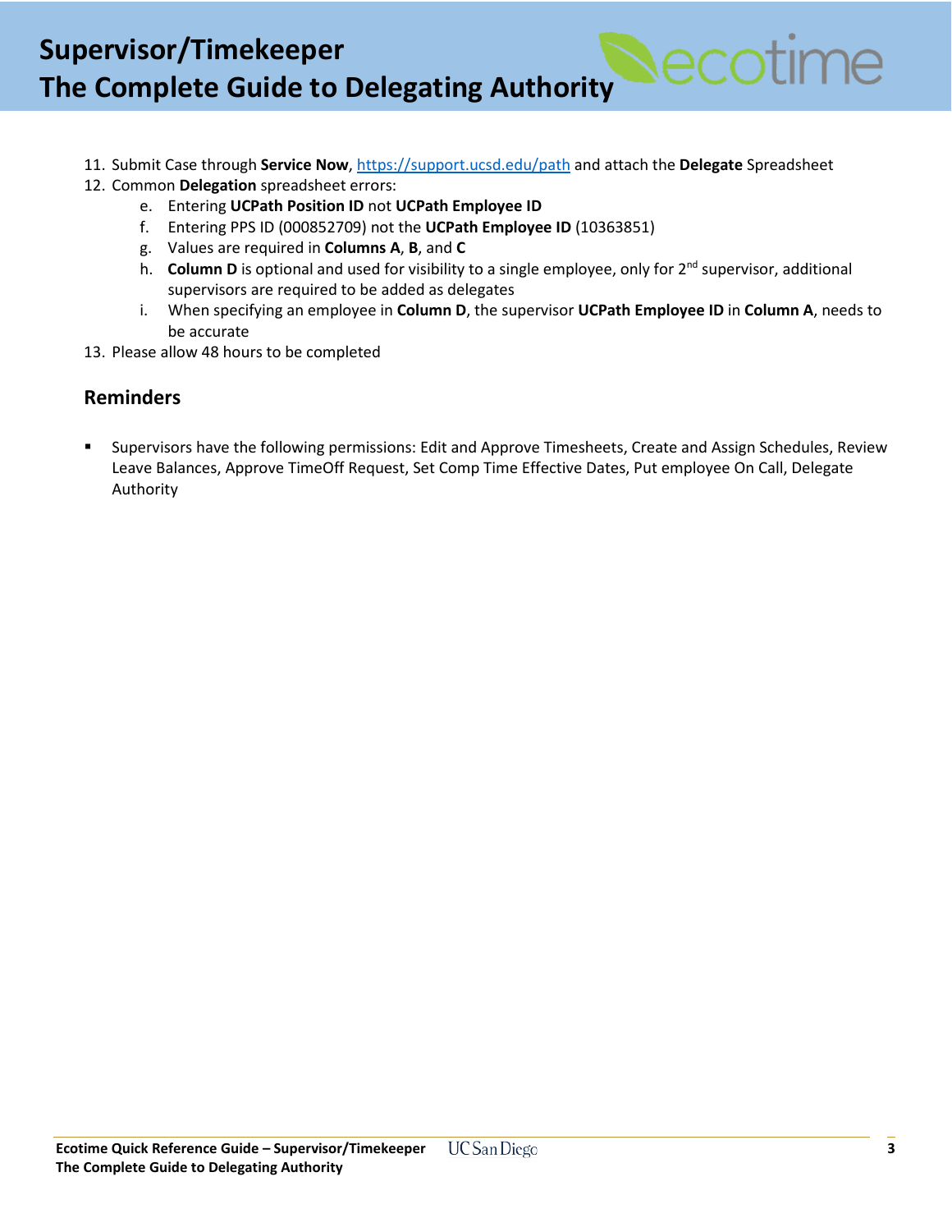11. Submit Case through **Service Now**, https://support.ucsd.edu/path and attach the **Delegate** Spreadsheet
12. Common **Delegation** spreadsheet errors:
    e. Entering **UCPath Position ID** not **UCPath Employee ID**
    f. Entering PPS ID (000852709) not the **UCPath Employee ID** (10363851)
    g. Values are required in **Columns A**, **B**, and **C**
    h. **Column D** is optional and used for visibility to a single employee, only for 2nd supervisor, additional supervisors are required to be added as delegates
    i. When specifying an employee in **Column D**, the supervisor **UCPath Employee ID** in **Column A**, needs to be accurate
13. Please allow 48 hours to be completed

## Reminders

- Supervisors have the following permissions: Edit and Approve Timesheets, Create and Assign Schedules, Review Leave Balances, Approve TimeOff Request, Set Comp Time Effective Dates, Put employee On Call, Delegate Authority